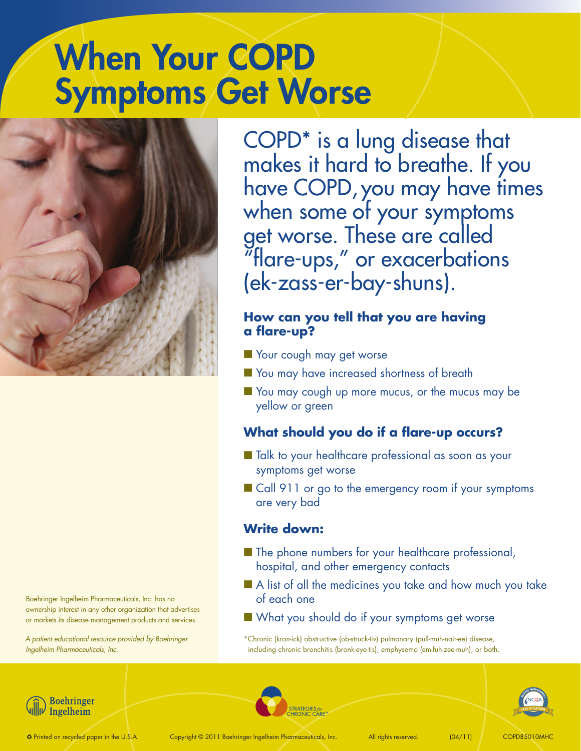# When Your COPD Symptoms Get Worse

COPD* is a lung disease that makes it hard to breathe. If you have COPD, you may have times when some of your symptoms get worse. These are called "flare-ups," or exacerbations (ek-zass-er-bay-shuns).

### How can you tell that you are having a flare-up?

- Your cough may get worse
- You may have increased shortness of breath
- You may cough up more mucus, or the mucus may be yellow or green

### What should you do if a flare-up occurs?

- Talk to your healthcare professional as soon as your symptoms get worse
- Call 911 or go to the emergency room if your symptoms are very bad

### Write down:

- The phone numbers for your healthcare professional, hospital, and other emergency contacts
- A list of all the medicines you take and how much you take of each one
- What you should do if your symptoms get worse

*Chronic (kron-ick) obstructive (ob-struck-tiv) pulmonary (pull-muh-nair-ee) disease, including chronic bronchitis (bronk-eye-tis), emphysema (em-fuh-zee-muh), or both.

Boehringer Ingelheim Pharmaceuticals, Inc. has no ownership interest in any other organization that advertises or markets its disease management products and services.

*A patient educational resource provided by Boehringer Ingelheim Pharmaceuticals, Inc.*

Boehringer Ingelheim

STRATEGIES *for* CHRONIC CARE™

NCQA Disease Management Certification

♻ Printed on recycled paper in the U.S.A. Copyright © 2011 Boehringer Ingelheim Pharmaceuticals, Inc. All rights reserved. (04/11) COPD85010MHC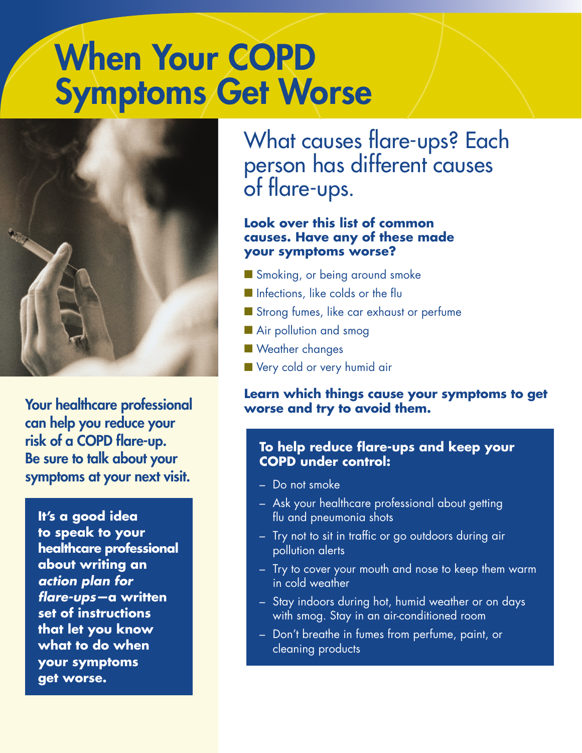# When Your COPD Symptoms Get Worse

**Your healthcare professional can help you reduce your risk of a COPD flare-up. Be sure to talk about your symptoms at your next visit.**

**It's a good idea to speak to your healthcare professional about writing an *action plan for flare-ups*—a written set of instructions that let you know what to do when your symptoms get worse.**

## What causes flare-ups? Each person has different causes of flare-ups.

**Look over this list of common causes. Have any of these made your symptoms worse?**

- Smoking, or being around smoke
- Infections, like colds or the flu
- Strong fumes, like car exhaust or perfume
- Air pollution and smog
- Weather changes
- Very cold or very humid air

**Learn which things cause your symptoms to get worse and try to avoid them.**

**To help reduce flare-ups and keep your COPD under control:**

- Do not smoke
- Ask your healthcare professional about getting flu and pneumonia shots
- Try not to sit in traffic or go outdoors during air pollution alerts
- Try to cover your mouth and nose to keep them warm in cold weather
- Stay indoors during hot, humid weather or on days with smog. Stay in an air-conditioned room
- Don't breathe in fumes from perfume, paint, or cleaning products